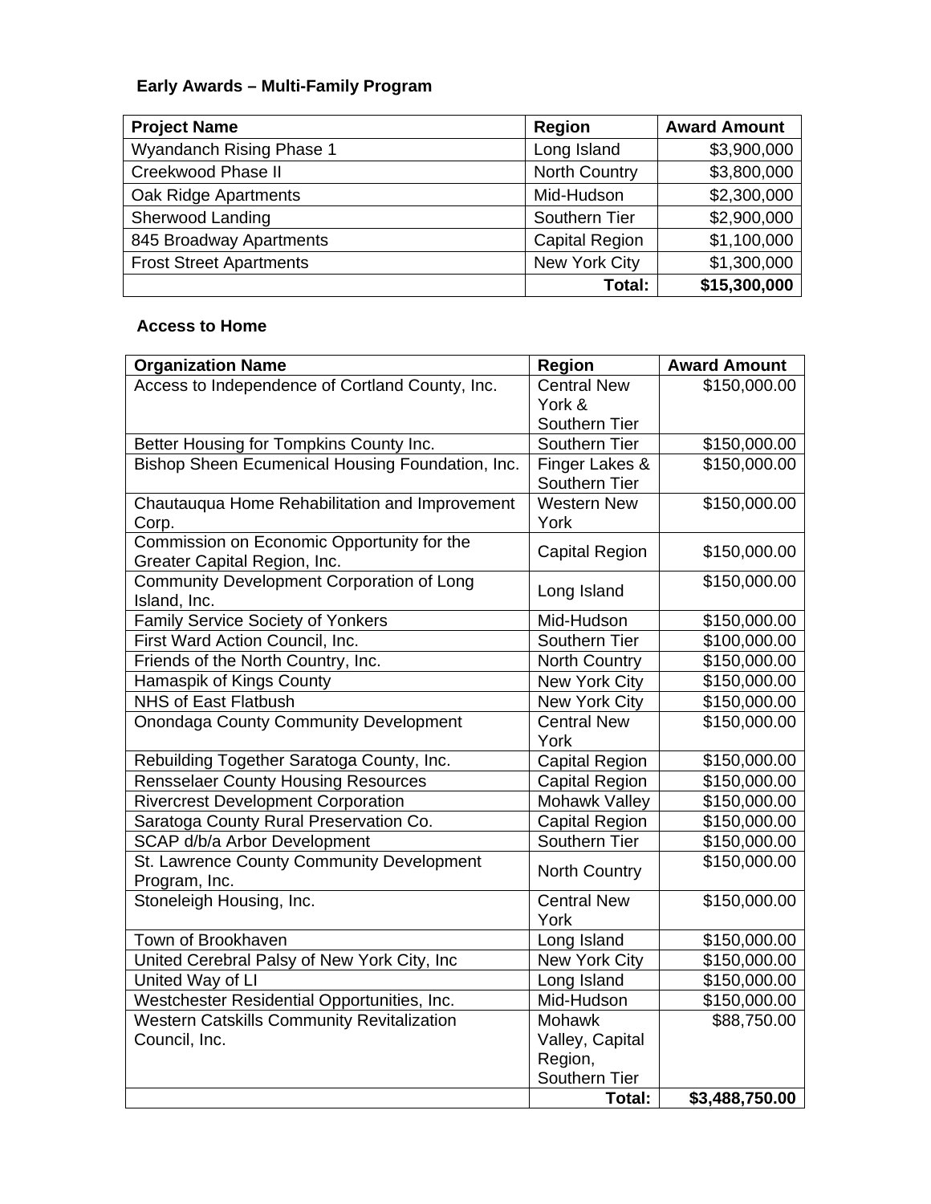### Early Awards – Multi-Family Program

| Project Name | Region | Award Amount |
|---|---|---|
| Wyandanch Rising Phase 1 | Long Island | $3,900,000 |
| Creekwood Phase II | North Country | $3,800,000 |
| Oak Ridge Apartments | Mid-Hudson | $2,300,000 |
| Sherwood Landing | Southern Tier | $2,900,000 |
| 845 Broadway Apartments | Capital Region | $1,100,000 |
| Frost Street Apartments | New York City | $1,300,000 |
| | **Total:** | **$15,300,000** |

### Access to Home

| Organization Name | Region | Award Amount |
|---|---|---|
| Access to Independence of Cortland County, Inc. | Central New York & Southern Tier | $150,000.00 |
| Better Housing for Tompkins County Inc. | Southern Tier | $150,000.00 |
| Bishop Sheen Ecumenical Housing Foundation, Inc. | Finger Lakes & Southern Tier | $150,000.00 |
| Chautauqua Home Rehabilitation and Improvement Corp. | Western New York | $150,000.00 |
| Commission on Economic Opportunity for the Greater Capital Region, Inc. | Capital Region | $150,000.00 |
| Community Development Corporation of Long Island, Inc. | Long Island | $150,000.00 |
| Family Service Society of Yonkers | Mid-Hudson | $150,000.00 |
| First Ward Action Council, Inc. | Southern Tier | $100,000.00 |
| Friends of the North Country, Inc. | North Country | $150,000.00 |
| Hamaspik of Kings County | New York City | $150,000.00 |
| NHS of East Flatbush | New York City | $150,000.00 |
| Onondaga County Community Development | Central New York | $150,000.00 |
| Rebuilding Together Saratoga County, Inc. | Capital Region | $150,000.00 |
| Rensselaer County Housing Resources | Capital Region | $150,000.00 |
| Rivercrest Development Corporation | Mohawk Valley | $150,000.00 |
| Saratoga County Rural Preservation Co. | Capital Region | $150,000.00 |
| SCAP d/b/a Arbor Development | Southern Tier | $150,000.00 |
| St. Lawrence County Community Development Program, Inc. | North Country | $150,000.00 |
| Stoneleigh Housing, Inc. | Central New York | $150,000.00 |
| Town of Brookhaven | Long Island | $150,000.00 |
| United Cerebral Palsy of New York City, Inc | New York City | $150,000.00 |
| United Way of LI | Long Island | $150,000.00 |
| Westchester Residential Opportunities, Inc. | Mid-Hudson | $150,000.00 |
| Western Catskills Community Revitalization Council, Inc. | Mohawk Valley, Capital Region, Southern Tier | $88,750.00 |
| | **Total:** | **$3,488,750.00** |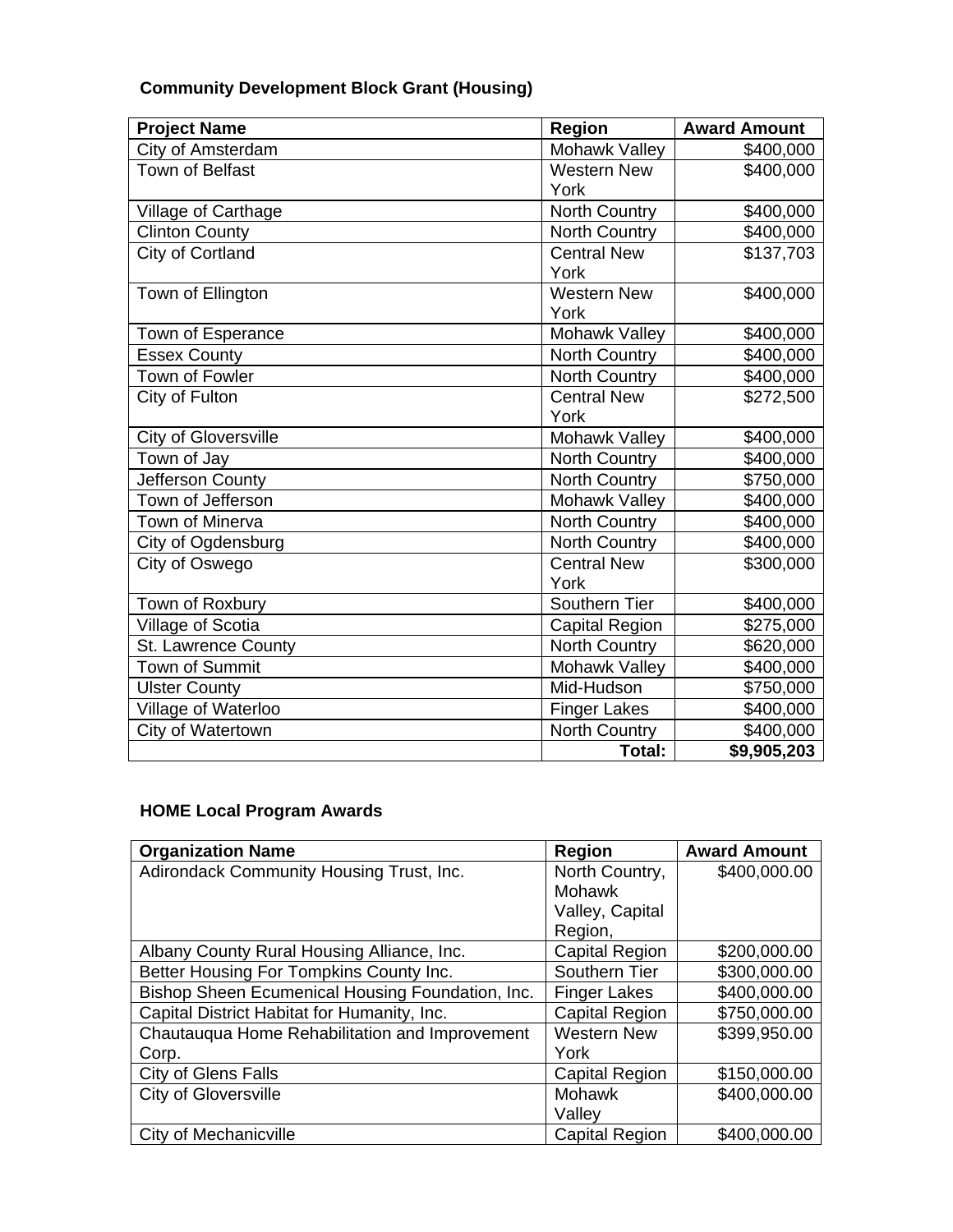**Community Development Block Grant (Housing)**

| Project Name | Region | Award Amount |
|---|---|---|
| City of Amsterdam | Mohawk Valley | $400,000 |
| Town of Belfast | Western New York | $400,000 |
| Village of Carthage | North Country | $400,000 |
| Clinton County | North Country | $400,000 |
| City of Cortland | Central New York | $137,703 |
| Town of Ellington | Western New York | $400,000 |
| Town of Esperance | Mohawk Valley | $400,000 |
| Essex County | North Country | $400,000 |
| Town of Fowler | North Country | $400,000 |
| City of Fulton | Central New York | $272,500 |
| City of Gloversville | Mohawk Valley | $400,000 |
| Town of Jay | North Country | $400,000 |
| Jefferson County | North Country | $750,000 |
| Town of Jefferson | Mohawk Valley | $400,000 |
| Town of Minerva | North Country | $400,000 |
| City of Ogdensburg | North Country | $400,000 |
| City of Oswego | Central New York | $300,000 |
| Town of Roxbury | Southern Tier | $400,000 |
| Village of Scotia | Capital Region | $275,000 |
| St. Lawrence County | North Country | $620,000 |
| Town of Summit | Mohawk Valley | $400,000 |
| Ulster County | Mid-Hudson | $750,000 |
| Village of Waterloo | Finger Lakes | $400,000 |
| City of Watertown | North Country | $400,000 |
| | **Total:** | **$9,905,203** |

**HOME Local Program Awards**

| Organization Name | Region | Award Amount |
|---|---|---|
| Adirondack Community Housing Trust, Inc. | North Country, Mohawk Valley, Capital Region, | $400,000.00 |
| Albany County Rural Housing Alliance, Inc. | Capital Region | $200,000.00 |
| Better Housing For Tompkins County Inc. | Southern Tier | $300,000.00 |
| Bishop Sheen Ecumenical Housing Foundation, Inc. | Finger Lakes | $400,000.00 |
| Capital District Habitat for Humanity, Inc. | Capital Region | $750,000.00 |
| Chautauqua Home Rehabilitation and Improvement Corp. | Western New York | $399,950.00 |
| City of Glens Falls | Capital Region | $150,000.00 |
| City of Gloversville | Mohawk Valley | $400,000.00 |
| City of Mechanicville | Capital Region | $400,000.00 |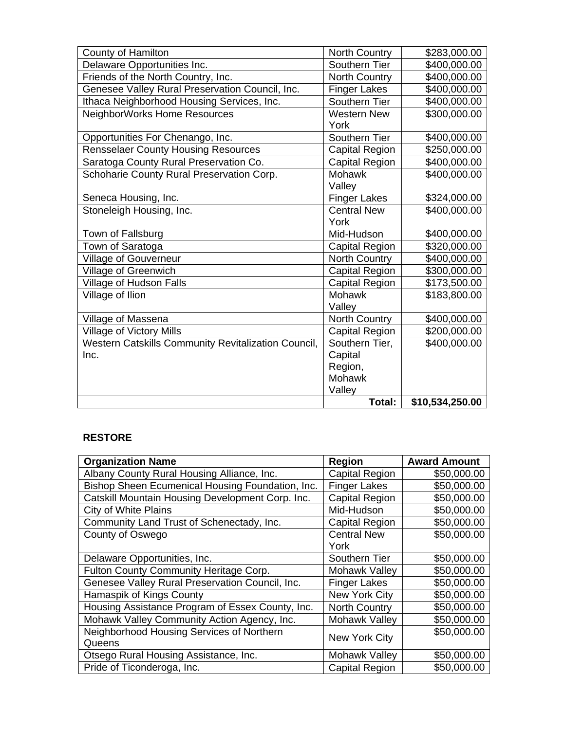| | | |
|---|---|---|
| County of Hamilton | North Country | $283,000.00 |
| Delaware Opportunities Inc. | Southern Tier | $400,000.00 |
| Friends of the North Country, Inc. | North Country | $400,000.00 |
| Genesee Valley Rural Preservation Council, Inc. | Finger Lakes | $400,000.00 |
| Ithaca Neighborhood Housing Services, Inc. | Southern Tier | $400,000.00 |
| NeighborWorks Home Resources | Western New York | $300,000.00 |
| Opportunities For Chenango, Inc. | Southern Tier | $400,000.00 |
| Rensselaer County Housing Resources | Capital Region | $250,000.00 |
| Saratoga County Rural Preservation Co. | Capital Region | $400,000.00 |
| Schoharie County Rural Preservation Corp. | Mohawk Valley | $400,000.00 |
| Seneca Housing, Inc. | Finger Lakes | $324,000.00 |
| Stoneleigh Housing, Inc. | Central New York | $400,000.00 |
| Town of Fallsburg | Mid-Hudson | $400,000.00 |
| Town of Saratoga | Capital Region | $320,000.00 |
| Village of Gouverneur | North Country | $400,000.00 |
| Village of Greenwich | Capital Region | $300,000.00 |
| Village of Hudson Falls | Capital Region | $173,500.00 |
| Village of Ilion | Mohawk Valley | $183,800.00 |
| Village of Massena | North Country | $400,000.00 |
| Village of Victory Mills | Capital Region | $200,000.00 |
| Western Catskills Community Revitalization Council, Inc. | Southern Tier, Capital Region, Mohawk Valley | $400,000.00 |
| | **Total:** | **$10,534,250.00** |

**RESTORE**

| Organization Name | Region | Award Amount |
|---|---|---|
| Albany County Rural Housing Alliance, Inc. | Capital Region | $50,000.00 |
| Bishop Sheen Ecumenical Housing Foundation, Inc. | Finger Lakes | $50,000.00 |
| Catskill Mountain Housing Development Corp. Inc. | Capital Region | $50,000.00 |
| City of White Plains | Mid-Hudson | $50,000.00 |
| Community Land Trust of Schenectady, Inc. | Capital Region | $50,000.00 |
| County of Oswego | Central New York | $50,000.00 |
| Delaware Opportunities, Inc. | Southern Tier | $50,000.00 |
| Fulton County Community Heritage Corp. | Mohawk Valley | $50,000.00 |
| Genesee Valley Rural Preservation Council, Inc. | Finger Lakes | $50,000.00 |
| Hamaspik of Kings County | New York City | $50,000.00 |
| Housing Assistance Program of Essex County, Inc. | North Country | $50,000.00 |
| Mohawk Valley Community Action Agency, Inc. | Mohawk Valley | $50,000.00 |
| Neighborhood Housing Services of Northern Queens | New York City | $50,000.00 |
| Otsego Rural Housing Assistance, Inc. | Mohawk Valley | $50,000.00 |
| Pride of Ticonderoga, Inc. | Capital Region | $50,000.00 |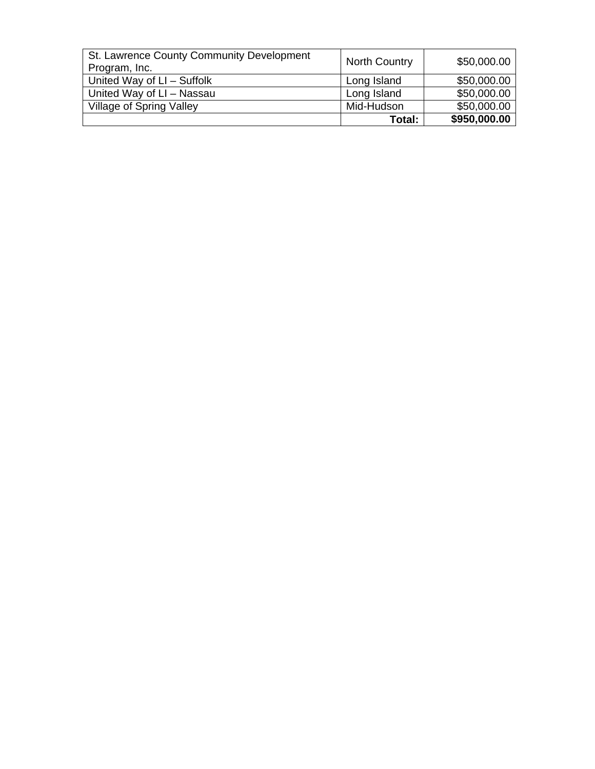| | | |
|---|---|---|
| St. Lawrence County Community Development Program, Inc. | North Country | $50,000.00 |
| United Way of LI – Suffolk | Long Island | $50,000.00 |
| United Way of LI – Nassau | Long Island | $50,000.00 |
| Village of Spring Valley | Mid-Hudson | $50,000.00 |
| | **Total:** | **$950,000.00** |